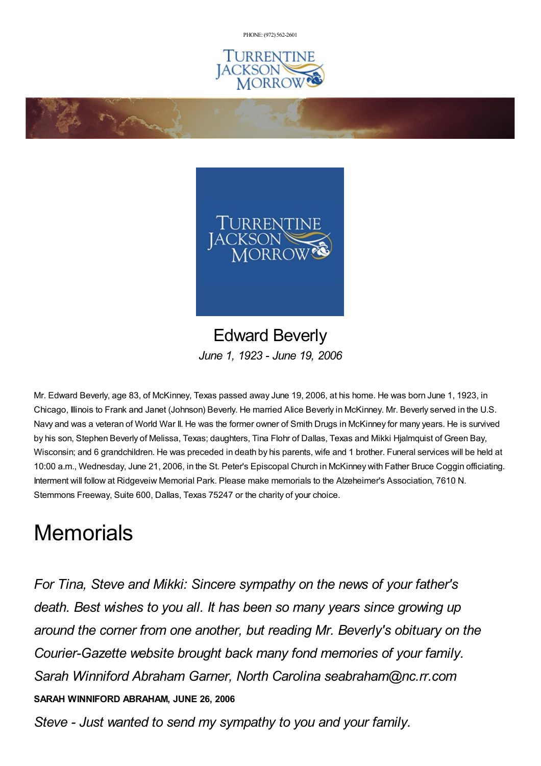PHONE: (972) 562-2601

# Edward Beverly

*June 1, 1923 - June 19, 2006*

Mr. Edward Beverly, age 83, of McKinney, Texas passed away June 19, 2006, at his home. He was born June 1, 1923, in Chicago, Illinois to Frank and Janet (Johnson) Beverly. He married Alice Beverly in McKinney. Mr. Beverly served in the U.S. Navy and was a veteran of World War II. He was the former owner of Smith Drugs in McKinney for many years. He is survived by his son, Stephen Beverly of Melissa, Texas; daughters, Tina Flohr of Dallas, Texas and Mikki Hjalmquist of Green Bay, Wisconsin; and 6 grandchildren. He was preceded in death by his parents, wife and 1 brother. Funeral services will be held at 10:00 a.m., Wednesday, June 21, 2006, in the St. Peter's Episcopal Church in McKinney with Father Bruce Coggin officiating. Interment will follow at Ridgeveiw Memorial Park. Please make memorials to the Alzeheimer's Association, 7610 N. Stemmons Freeway, Suite 600, Dallas, Texas 75247 or the charity of your choice.

# Memorials

*For Tina, Steve and Mikki: Sincere sympathy on the news of your father's death. Best wishes to you all. It has been so many years since growing up around the corner from one another, but reading Mr. Beverly's obituary on the Courier-Gazette website brought back many fond memories of your family. Sarah Winniford Abraham Garner, North Carolina seabraham@nc.rr.com*

**SARAH WINNIFORD ABRAHAM, JUNE 26, 2006**

*Steve - Just wanted to send my sympathy to you and your family.*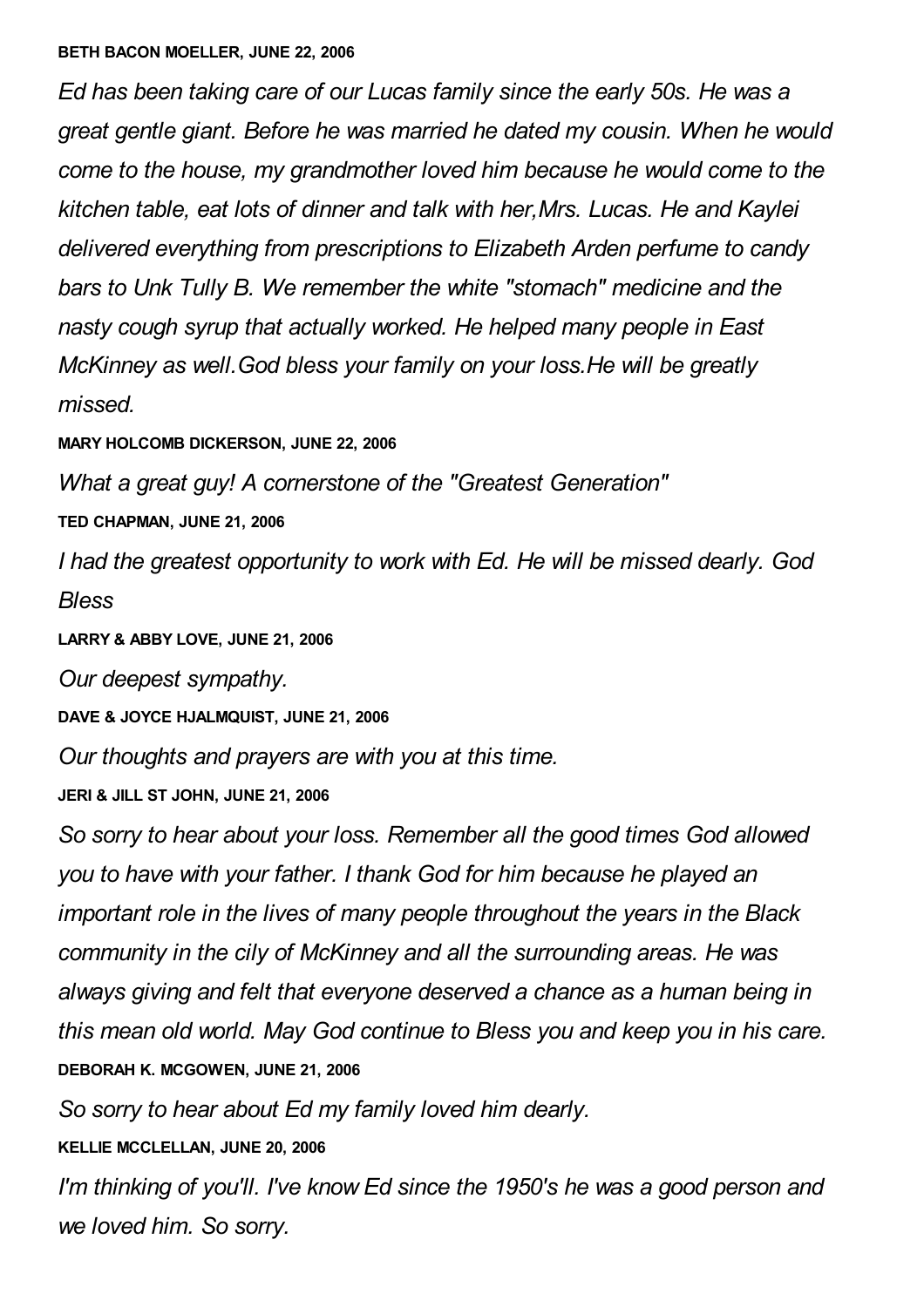**BETH BACON MOELLER, JUNE 22, 2006**

*Ed has been taking care of our Lucas family since the early 50s. He was a great gentle giant. Before he was married he dated my cousin. When he would come to the house, my grandmother loved him because he would come to the kitchen table, eat lots of dinner and talk with her,Mrs. Lucas. He and Kaylei delivered everything from prescriptions to Elizabeth Arden perfume to candy bars to Unk Tully B. We remember the white "stomach" medicine and the nasty cough syrup that actually worked. He helped many people in East McKinney as well.God bless your family on your loss.He will be greatly missed.*

**MARY HOLCOMB DICKERSON, JUNE 22, 2006**

*What a great guy! A cornerstone of the "Greatest Generation"*

**TED CHAPMAN, JUNE 21, 2006**

*I had the greatest opportunity to work with Ed. He will be missed dearly. God Bless*

**LARRY & ABBY LOVE, JUNE 21, 2006**

*Our deepest sympathy.*

**DAVE & JOYCE HJALMQUIST, JUNE 21, 2006**

*Our thoughts and prayers are with you at this time.*

**JERI & JILL ST JOHN, JUNE 21, 2006**

*So sorry to hear about your loss. Remember all the good times God allowed you to have with your father. I thank God for him because he played an important role in the lives of many people throughout the years in the Black community in the cily of McKinney and all the surrounding areas. He was always giving and felt that everyone deserved a chance as a human being in this mean old world. May God continue to Bless you and keep you in his care.*

**DEBORAH K. MCGOWEN, JUNE 21, 2006**

*So sorry to hear about Ed my family loved him dearly.*

**KELLIE MCCLELLAN, JUNE 20, 2006**

*I'm thinking of you'll. I've know Ed since the 1950's he was a good person and we loved him. So sorry.*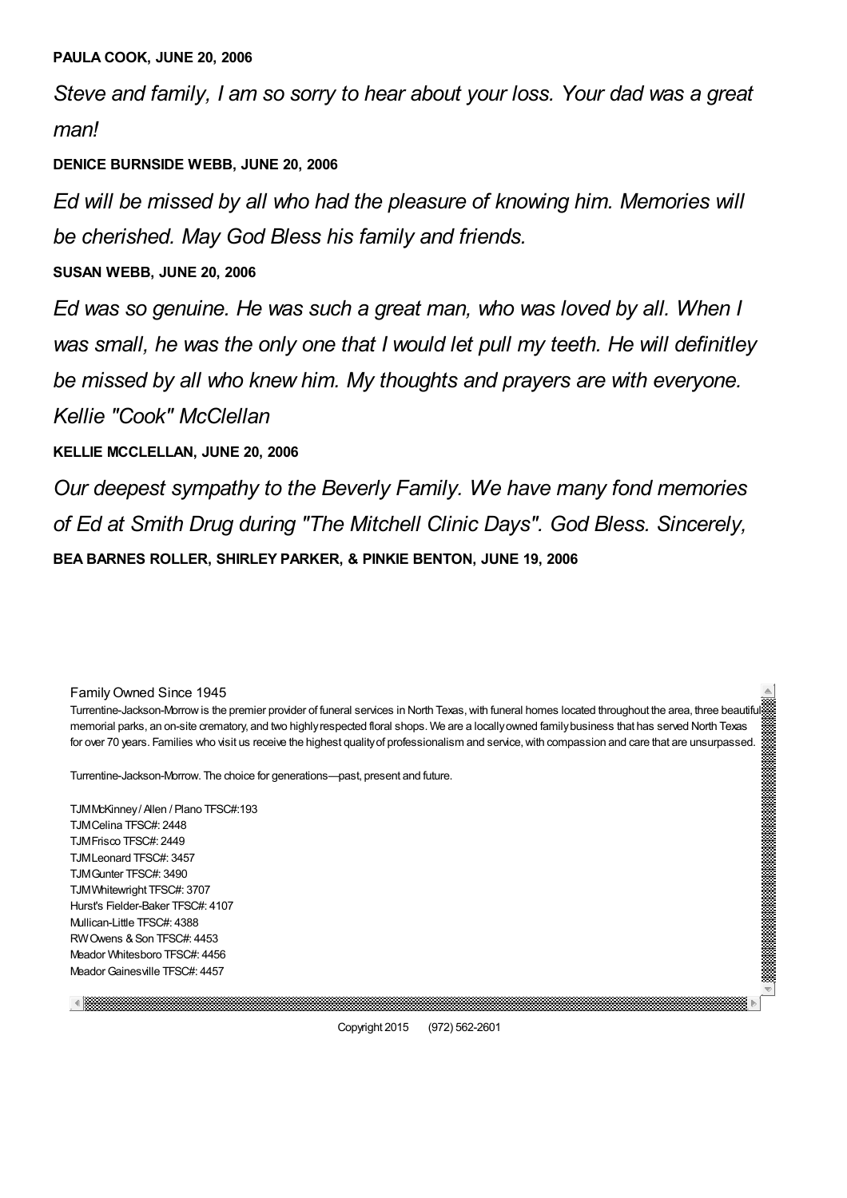**PAULA COOK, JUNE 20, 2006**

*Steve and family, I am so sorry to hear about your loss. Your dad was a great man!*

**DENICE BURNSIDE WEBB, JUNE 20, 2006**

*Ed will be missed by all who had the pleasure of knowing him. Memories will be cherished. May God Bless his family and friends.*

**SUSAN WEBB, JUNE 20, 2006**

*Ed was so genuine. He was such a great man, who was loved by all. When I was small, he was the only one that I would let pull my teeth. He will definitley be missed by all who knew him. My thoughts and prayers are with everyone. Kellie "Cook" McClellan*

**KELLIE MCCLELLAN, JUNE 20, 2006**

*Our deepest sympathy to the Beverly Family. We have many fond memories of Ed at Smith Drug during "The Mitchell Clinic Days". God Bless. Sincerely,*

**BEA BARNES ROLLER, SHIRLEY PARKER, & PINKIE BENTON, JUNE 19, 2006**

Family Owned Since 1945

Turrentine-Jackson-Morrow is the premier provider of funeral services in North Texas, with funeral homes located throughout the area, three beautiful memorial parks, an on-site crematory, and two highly respected floral shops. We are a locally owned family business that has served North Texas for over 70 years. Families who visit us receive the highest quality of professionalism and service, with compassion and care that are unsurpassed.

Turrentine-Jackson-Morrow. The choice for generations—past, present and future.

TJM McKinney / Allen / Plano TFSC#:193
TJM Celina TFSC#: 2448
TJM Frisco TFSC#: 2449
TJM Leonard TFSC#: 3457
TJM Gunter TFSC#: 3490
TJM Whitewright TFSC#: 3707
Hurst's Fielder-Baker TFSC#: 4107
Mullican-Little TFSC#: 4388
RW Owens & Son TFSC#: 4453
Meador Whitesboro TFSC#: 4456
Meador Gainesville TFSC#: 4457

Copyright 2015 (972) 562-2601